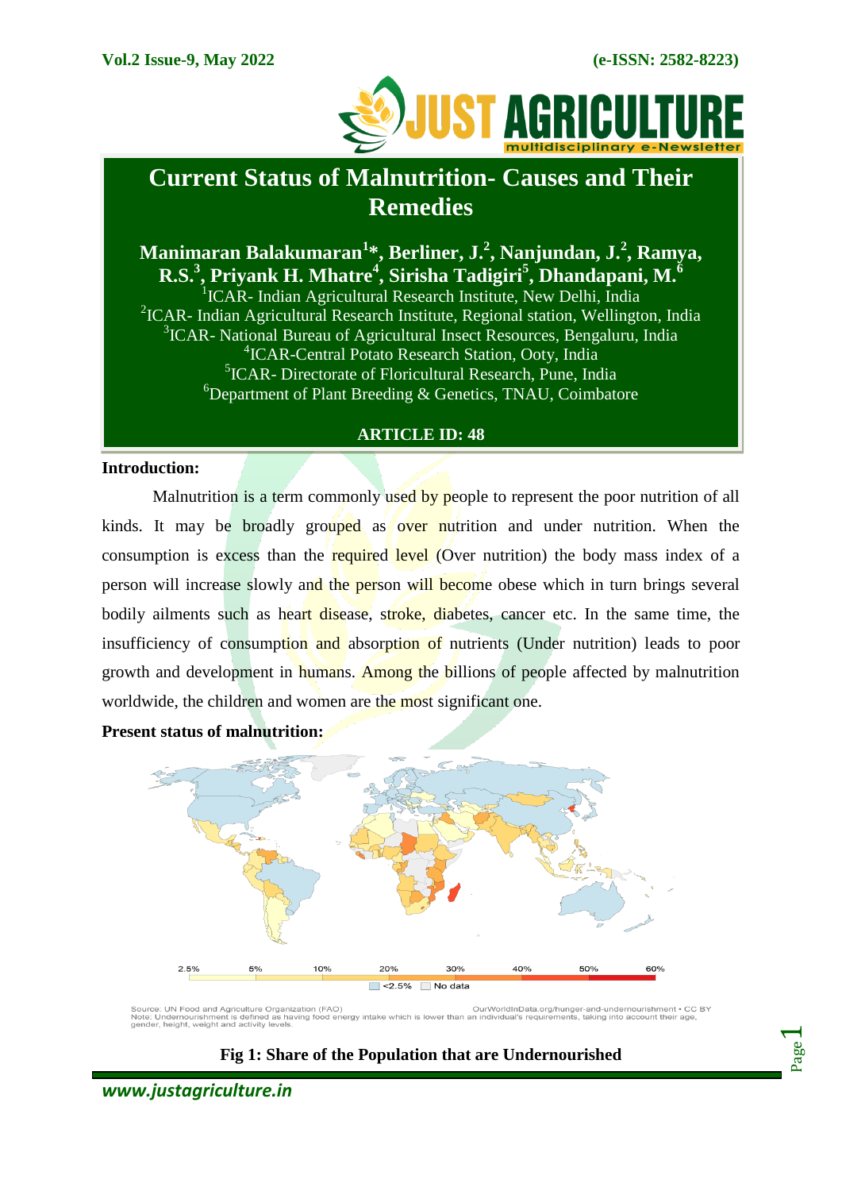# Current Status of Malnutrition- Causes and Their Remedies

**Manimaran Balakumaran[1]*, Berliner, J.[2], Nanjundan, J.[2], Ramya, R.S.[3], Priyank H. Mhatre[4], Sirisha Tadigiri[5], Dhandapani, M.[6]**

[1]ICAR- Indian Agricultural Research Institute, New Delhi, India
[2]ICAR- Indian Agricultural Research Institute, Regional station, Wellington, India
[3]ICAR- National Bureau of Agricultural Insect Resources, Bengaluru, India
[4]ICAR-Central Potato Research Station, Ooty, India
[5]ICAR- Directorate of Floricultural Research, Pune, India
[6]Department of Plant Breeding & Genetics, TNAU, Coimbatore

**ARTICLE ID: 48**

**Introduction:**

Malnutrition is a term commonly used by people to represent the poor nutrition of all kinds. It may be broadly grouped as over nutrition and under nutrition. When the consumption is excess than the required level (Over nutrition) the body mass index of a person will increase slowly and the person will become obese which in turn brings several bodily ailments such as heart disease, stroke, diabetes, cancer etc. In the same time, the insufficiency of consumption and absorption of nutrients (Under nutrition) leads to poor growth and development in humans. Among the billions of people affected by malnutrition worldwide, the children and women are the most significant one.

**Present status of malnutrition:**

Source: UN Food and Agriculture Organization (FAO) OurWorldInData.org/hunger-and-undernourishment • CC BY
Note: Undernourishment is defined as having food energy intake which is lower than an individual's requirements, taking into account their age, gender, height, weight and activity levels.

**Fig 1: Share of the Population that are Undernourished**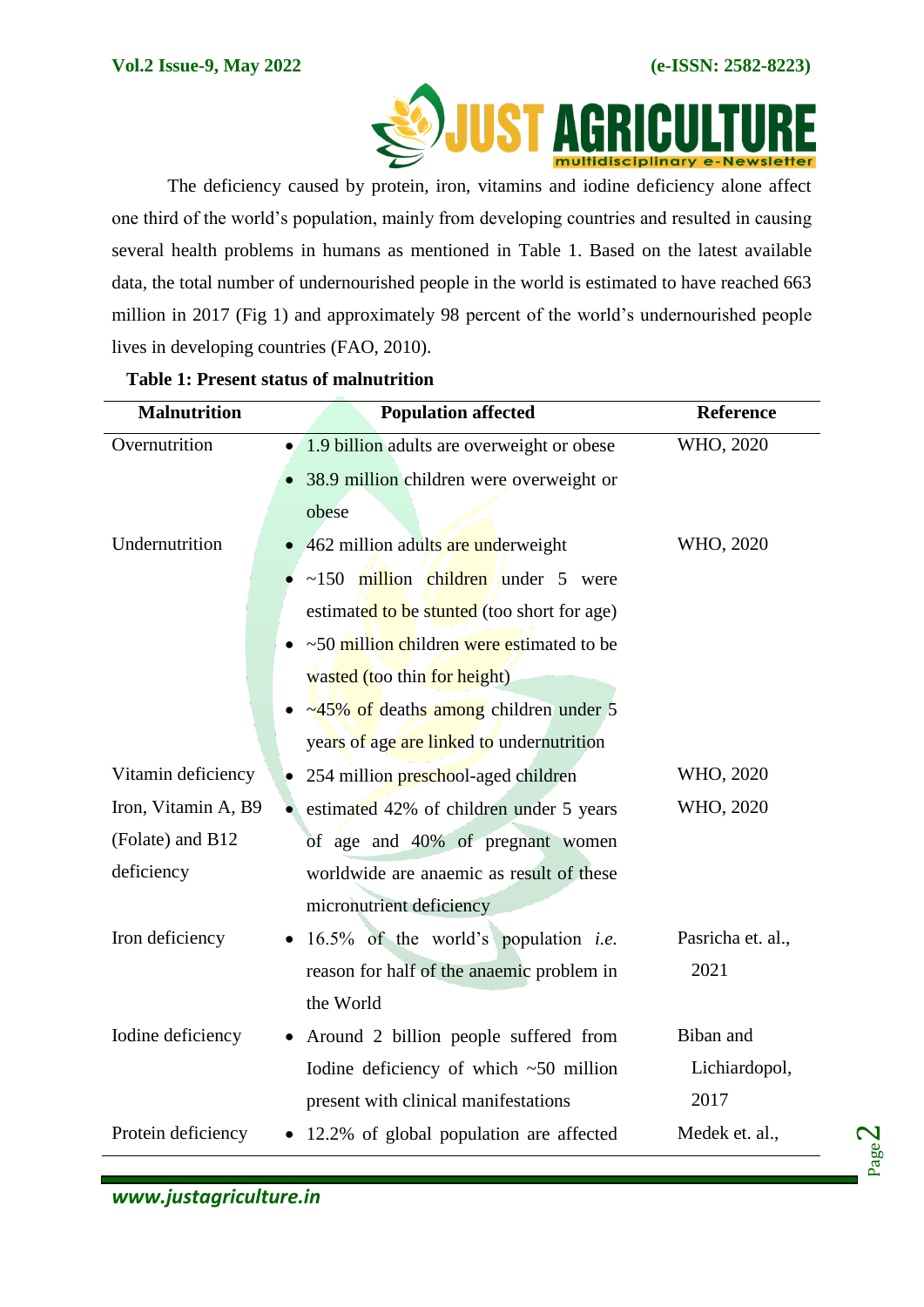The deficiency caused by protein, iron, vitamins and iodine deficiency alone affect one third of the world's population, mainly from developing countries and resulted in causing several health problems in humans as mentioned in Table 1. Based on the latest available data, the total number of undernourished people in the world is estimated to have reached 663 million in 2017 (Fig 1) and approximately 98 percent of the world's undernourished people lives in developing countries (FAO, 2010).

**Table 1: Present status of malnutrition**

| Malnutrition | Population affected | Reference |
|---|---|---|
| Overnutrition | • 1.9 billion adults are overweight or obese<br>• 38.9 million children were overweight or obese | WHO, 2020 |
| Undernutrition | • 462 million adults are underweight<br>• ~150 million children under 5 were estimated to be stunted (too short for age)<br>• ~50 million children were estimated to be wasted (too thin for height)<br>• ~45% of deaths among children under 5 years of age are linked to undernutrition | WHO, 2020 |
| Vitamin deficiency | • 254 million preschool-aged children | WHO, 2020 |
| Iron, Vitamin A, B9 (Folate) and B12 deficiency | • estimated 42% of children under 5 years of age and 40% of pregnant women worldwide are anaemic as result of these micronutrient deficiency | WHO, 2020 |
| Iron deficiency | • 16.5% of the world's population *i.e.* reason for half of the anaemic problem in the World | Pasricha et. al., 2021 |
| Iodine deficiency | • Around 2 billion people suffered from Iodine deficiency of which ~50 million present with clinical manifestations | Biban and Lichiardopol, 2017 |
| Protein deficiency | • 12.2% of global population are affected | Medek et. al., |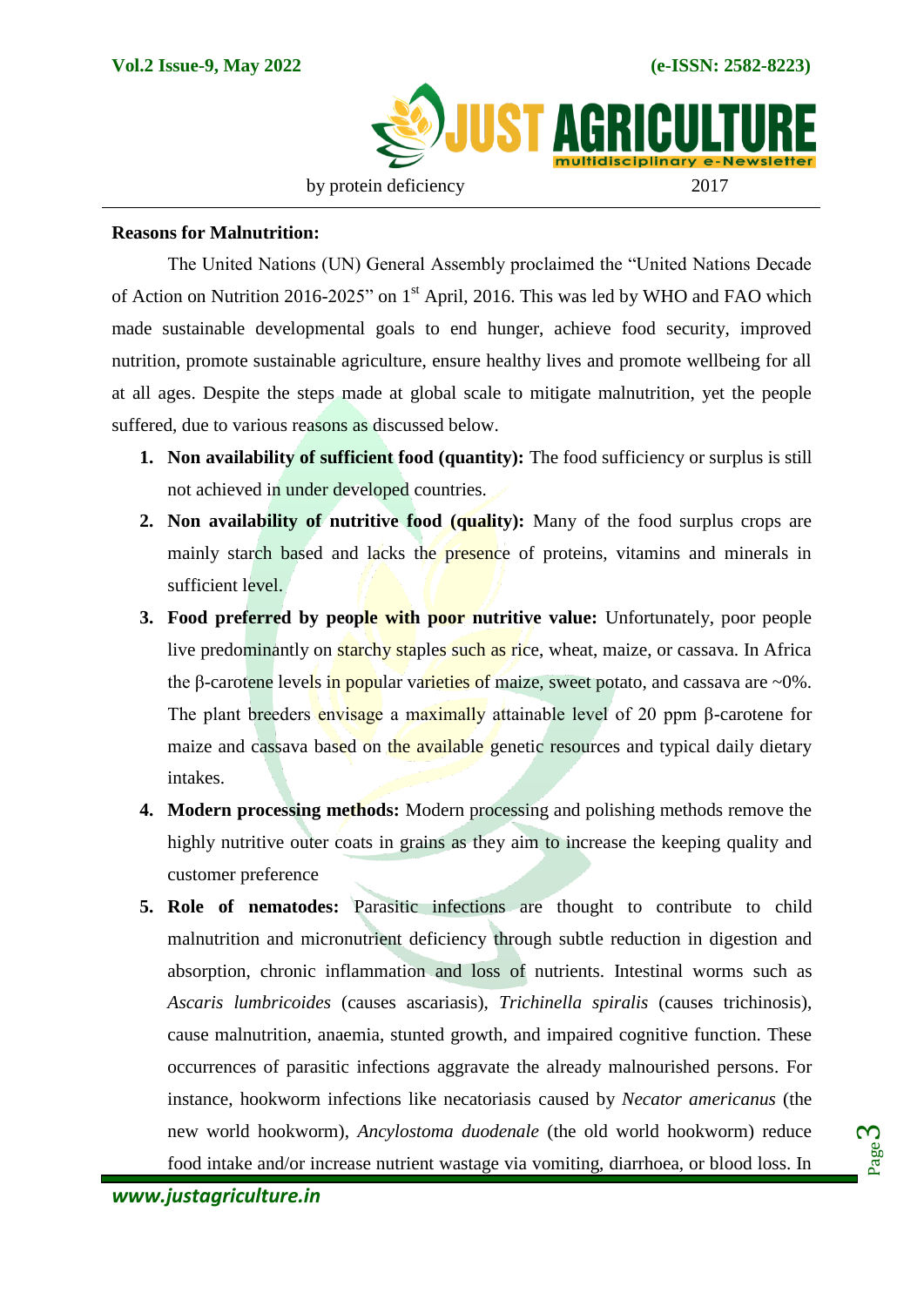| by protein deficiency | 2017 |
|---|---|

**Reasons for Malnutrition:**

The United Nations (UN) General Assembly proclaimed the "United Nations Decade of Action on Nutrition 2016-2025" on 1st April, 2016. This was led by WHO and FAO which made sustainable developmental goals to end hunger, achieve food security, improved nutrition, promote sustainable agriculture, ensure healthy lives and promote wellbeing for all at all ages. Despite the steps made at global scale to mitigate malnutrition, yet the people suffered, due to various reasons as discussed below.

1. **Non availability of sufficient food (quantity):** The food sufficiency or surplus is still not achieved in under developed countries.
2. **Non availability of nutritive food (quality):** Many of the food surplus crops are mainly starch based and lacks the presence of proteins, vitamins and minerals in sufficient level.
3. **Food preferred by people with poor nutritive value:** Unfortunately, poor people live predominantly on starchy staples such as rice, wheat, maize, or cassava. In Africa the β-carotene levels in popular varieties of maize, sweet potato, and cassava are ~0%. The plant breeders envisage a maximally attainable level of 20 ppm β-carotene for maize and cassava based on the available genetic resources and typical daily dietary intakes.
4. **Modern processing methods:** Modern processing and polishing methods remove the highly nutritive outer coats in grains as they aim to increase the keeping quality and customer preference
5. **Role of nematodes:** Parasitic infections are thought to contribute to child malnutrition and micronutrient deficiency through subtle reduction in digestion and absorption, chronic inflammation and loss of nutrients. Intestinal worms such as *Ascaris lumbricoides* (causes ascariasis), *Trichinella spiralis* (causes trichinosis), cause malnutrition, anaemia, stunted growth, and impaired cognitive function. These occurrences of parasitic infections aggravate the already malnourished persons. For instance, hookworm infections like necatoriasis caused by *Necator americanus* (the new world hookworm), *Ancylostoma duodenale* (the old world hookworm) reduce food intake and/or increase nutrient wastage via vomiting, diarrhoea, or blood loss. In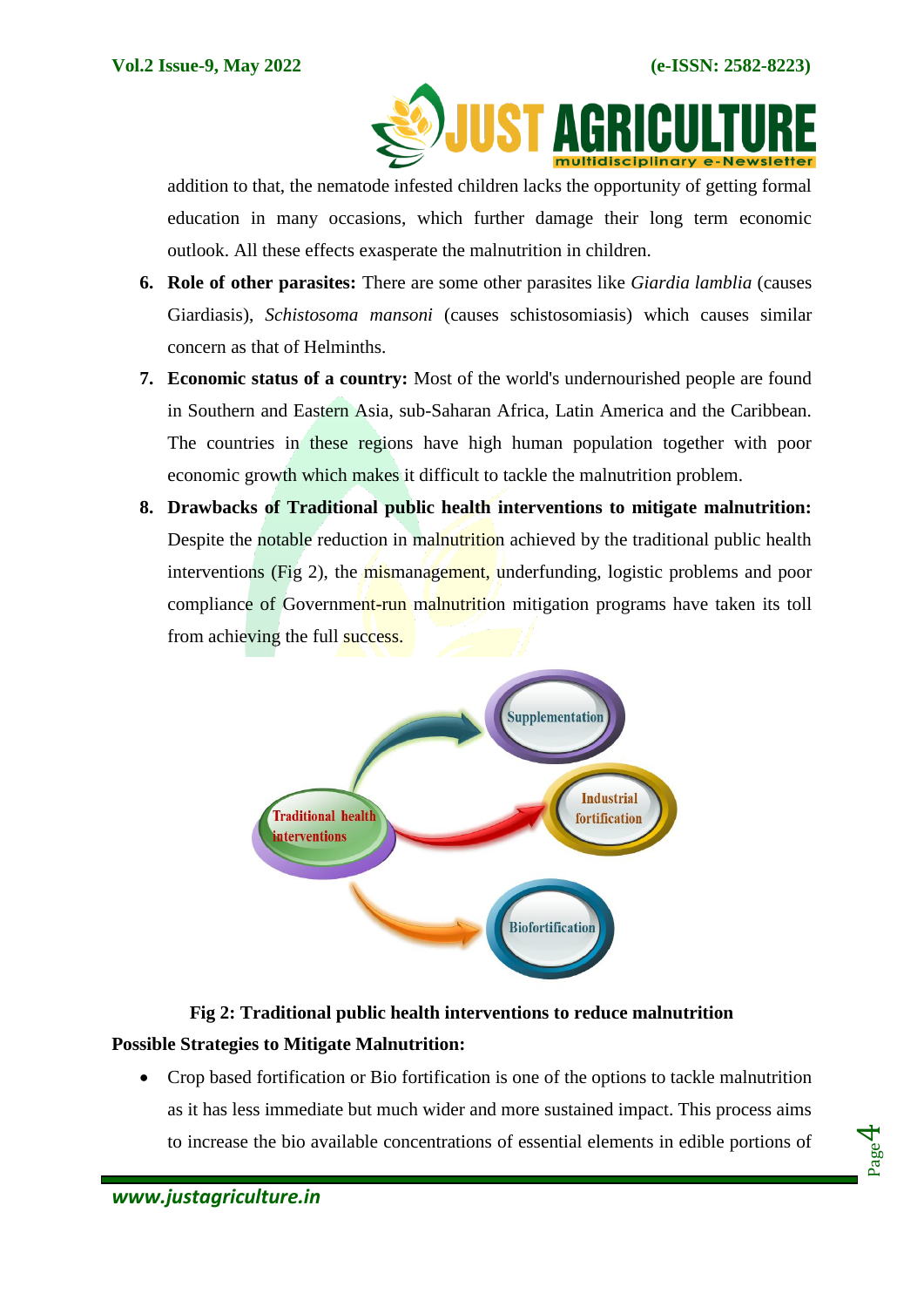addition to that, the nematode infested children lacks the opportunity of getting formal education in many occasions, which further damage their long term economic outlook. All these effects exasperate the malnutrition in children.

6. **Role of other parasites:** There are some other parasites like *Giardia lamblia* (causes Giardiasis), *Schistosoma mansoni* (causes schistosomiasis) which causes similar concern as that of Helminths.
7. **Economic status of a country:** Most of the world's undernourished people are found in Southern and Eastern Asia, sub-Saharan Africa, Latin America and the Caribbean. The countries in these regions have high human population together with poor economic growth which makes it difficult to tackle the malnutrition problem.
8. **Drawbacks of Traditional public health interventions to mitigate malnutrition:** Despite the notable reduction in malnutrition achieved by the traditional public health interventions (Fig 2), the mismanagement, underfunding, logistic problems and poor compliance of Government-run malnutrition mitigation programs have taken its toll from achieving the full success.

Traditional health interventions → Supplementation; Industrial fortification; Biofortification

**Fig 2: Traditional public health interventions to reduce malnutrition**

**Possible Strategies to Mitigate Malnutrition:**

- Crop based fortification or Bio fortification is one of the options to tackle malnutrition as it has less immediate but much wider and more sustained impact. This process aims to increase the bio available concentrations of essential elements in edible portions of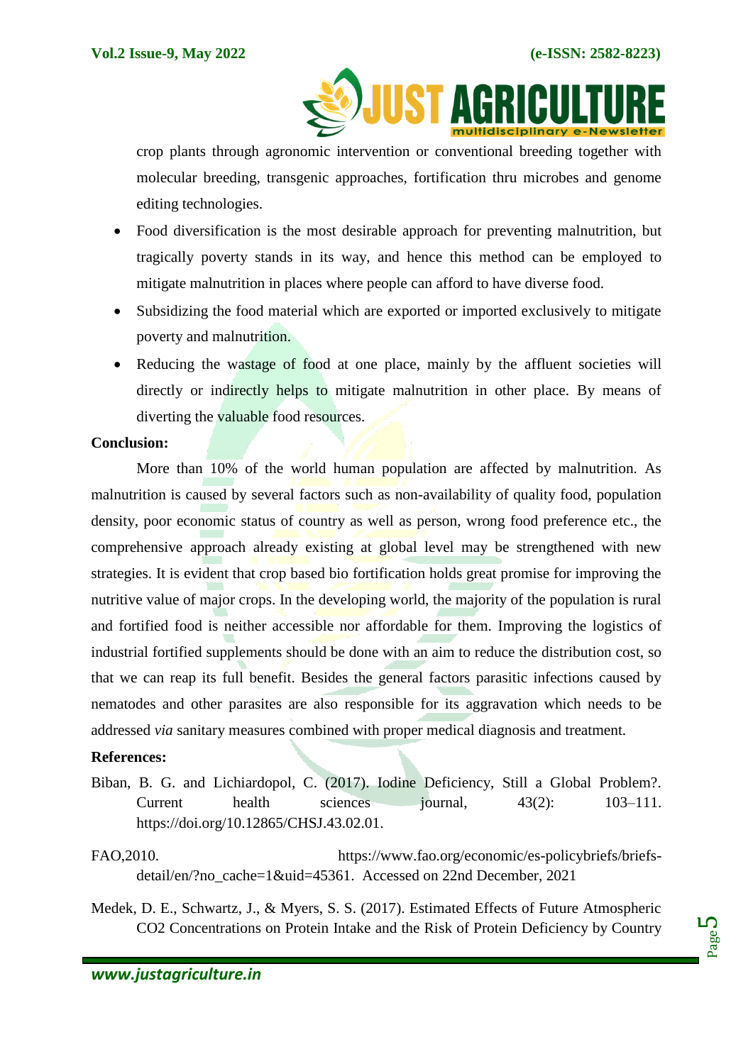crop plants through agronomic intervention or conventional breeding together with molecular breeding, transgenic approaches, fortification thru microbes and genome editing technologies.

- Food diversification is the most desirable approach for preventing malnutrition, but tragically poverty stands in its way, and hence this method can be employed to mitigate malnutrition in places where people can afford to have diverse food.
- Subsidizing the food material which are exported or imported exclusively to mitigate poverty and malnutrition.
- Reducing the wastage of food at one place, mainly by the affluent societies will directly or indirectly helps to mitigate malnutrition in other place. By means of diverting the valuable food resources.

**Conclusion:**

More than 10% of the world human population are affected by malnutrition. As malnutrition is caused by several factors such as non-availability of quality food, population density, poor economic status of country as well as person, wrong food preference etc., the comprehensive approach already existing at global level may be strengthened with new strategies. It is evident that crop based bio fortification holds great promise for improving the nutritive value of major crops. In the developing world, the majority of the population is rural and fortified food is neither accessible nor affordable for them. Improving the logistics of industrial fortified supplements should be done with an aim to reduce the distribution cost, so that we can reap its full benefit. Besides the general factors parasitic infections caused by nematodes and other parasites are also responsible for its aggravation which needs to be addressed *via* sanitary measures combined with proper medical diagnosis and treatment.

**References:**

Biban, B. G. and Lichiardopol, C. (2017). Iodine Deficiency, Still a Global Problem?. Current health sciences journal, 43(2): 103–111. https://doi.org/10.12865/CHSJ.43.02.01.

FAO,2010. https://www.fao.org/economic/es-policybriefs/briefs-detail/en/?no_cache=1&uid=45361. Accessed on 22nd December, 2021

Medek, D. E., Schwartz, J., & Myers, S. S. (2017). Estimated Effects of Future Atmospheric CO2 Concentrations on Protein Intake and the Risk of Protein Deficiency by Country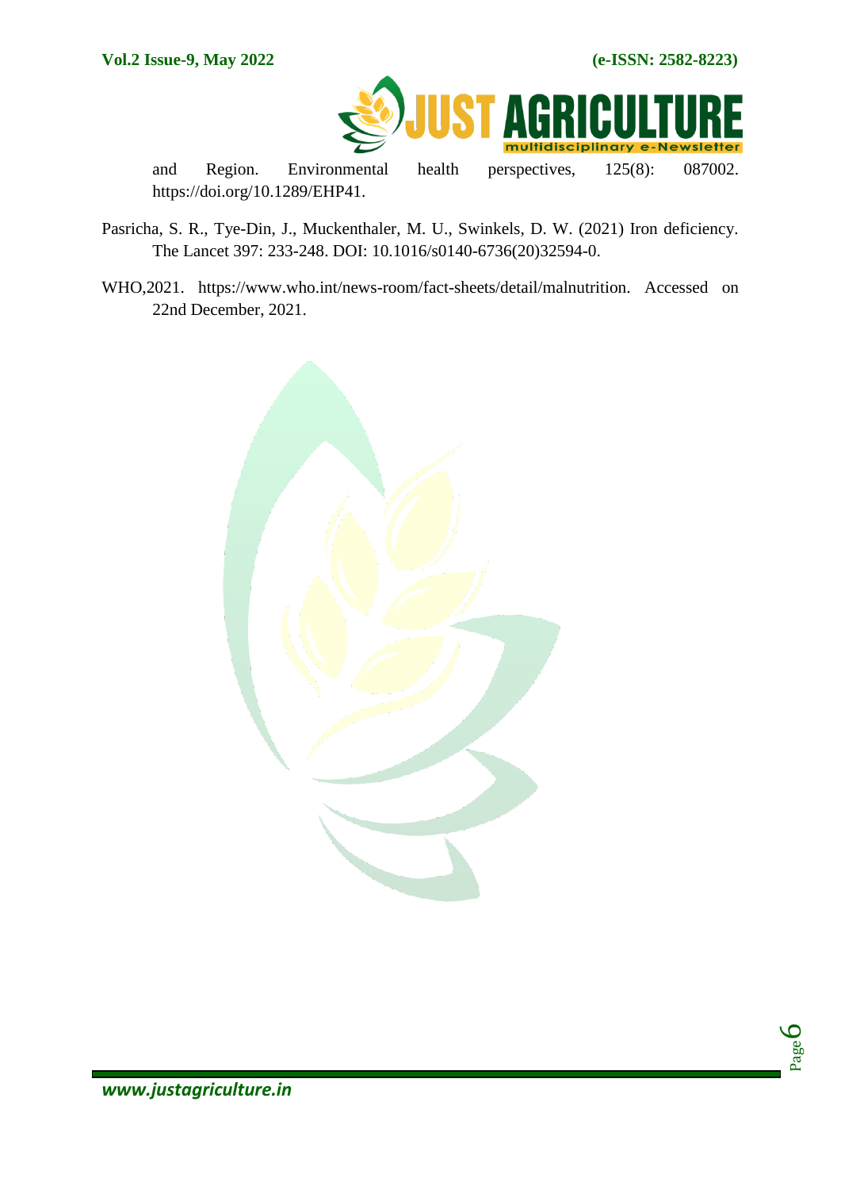and Region. Environmental health perspectives, 125(8): 087002. https://doi.org/10.1289/EHP41.

Pasricha, S. R., Tye-Din, J., Muckenthaler, M. U., Swinkels, D. W. (2021) Iron deficiency. The Lancet 397: 233-248. DOI: 10.1016/s0140-6736(20)32594-0.

WHO,2021. https://www.who.int/news-room/fact-sheets/detail/malnutrition. Accessed on 22nd December, 2021.